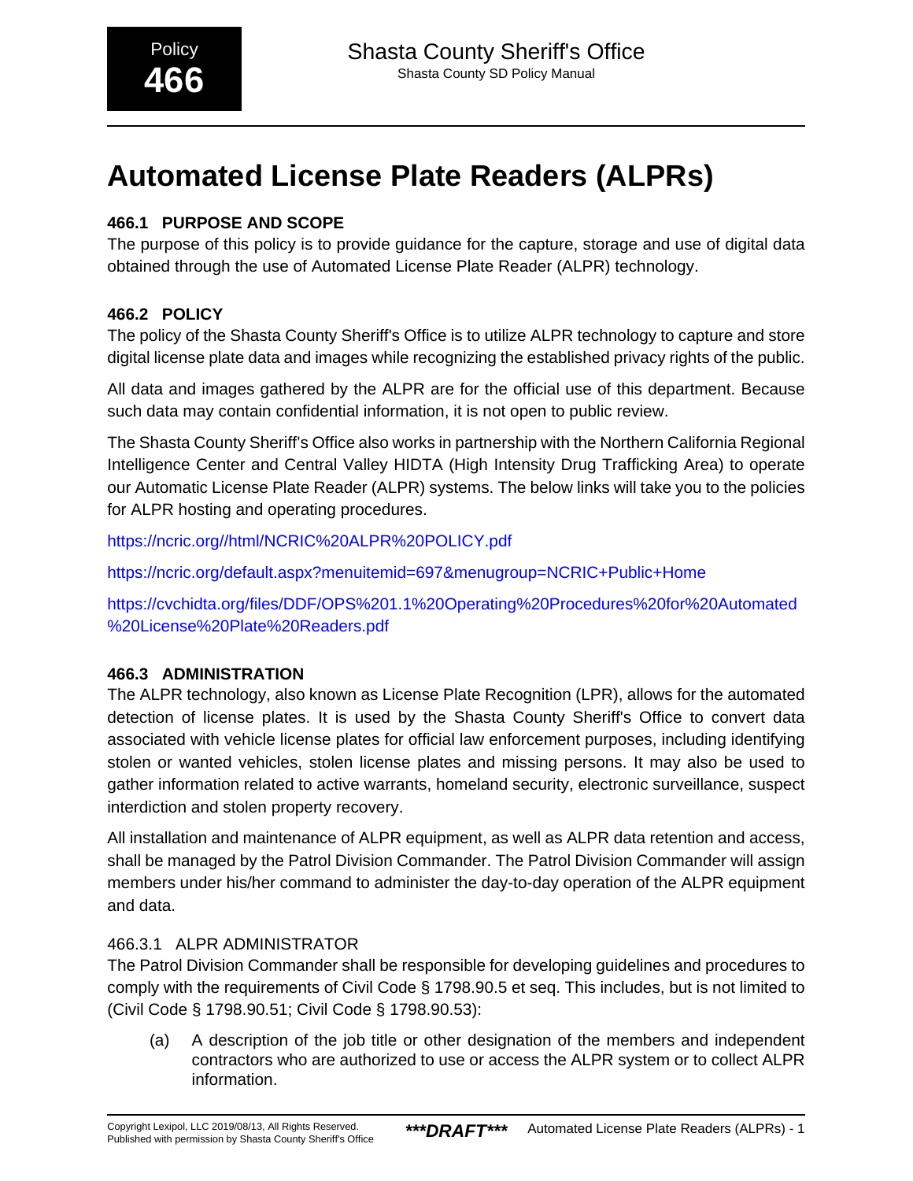Policy **466**

Shasta County Sheriff's Office
Shasta County SD Policy Manual

# Automated License Plate Readers (ALPRs)

### 466.1 PURPOSE AND SCOPE

The purpose of this policy is to provide guidance for the capture, storage and use of digital data obtained through the use of Automated License Plate Reader (ALPR) technology.

### 466.2 POLICY

The policy of the Shasta County Sheriff's Office is to utilize ALPR technology to capture and store digital license plate data and images while recognizing the established privacy rights of the public.

All data and images gathered by the ALPR are for the official use of this department. Because such data may contain confidential information, it is not open to public review.

The Shasta County Sheriff's Office also works in partnership with the Northern California Regional Intelligence Center and Central Valley HIDTA (High Intensity Drug Trafficking Area) to operate our Automatic License Plate Reader (ALPR) systems. The below links will take you to the policies for ALPR hosting and operating procedures.

https://ncric.org//html/NCRIC%20ALPR%20POLICY.pdf

https://ncric.org/default.aspx?menuitemid=697&menugroup=NCRIC+Public+Home

https://cvchidta.org/files/DDF/OPS%201.1%20Operating%20Procedures%20for%20Automated%20License%20Plate%20Readers.pdf

### 466.3 ADMINISTRATION

The ALPR technology, also known as License Plate Recognition (LPR), allows for the automated detection of license plates. It is used by the Shasta County Sheriff's Office to convert data associated with vehicle license plates for official law enforcement purposes, including identifying stolen or wanted vehicles, stolen license plates and missing persons. It may also be used to gather information related to active warrants, homeland security, electronic surveillance, suspect interdiction and stolen property recovery.

All installation and maintenance of ALPR equipment, as well as ALPR data retention and access, shall be managed by the Patrol Division Commander. The Patrol Division Commander will assign members under his/her command to administer the day-to-day operation of the ALPR equipment and data.

#### 466.3.1 ALPR ADMINISTRATOR

The Patrol Division Commander shall be responsible for developing guidelines and procedures to comply with the requirements of Civil Code § 1798.90.5 et seq. This includes, but is not limited to (Civil Code § 1798.90.51; Civil Code § 1798.90.53):

(a) A description of the job title or other designation of the members and independent contractors who are authorized to use or access the ALPR system or to collect ALPR information.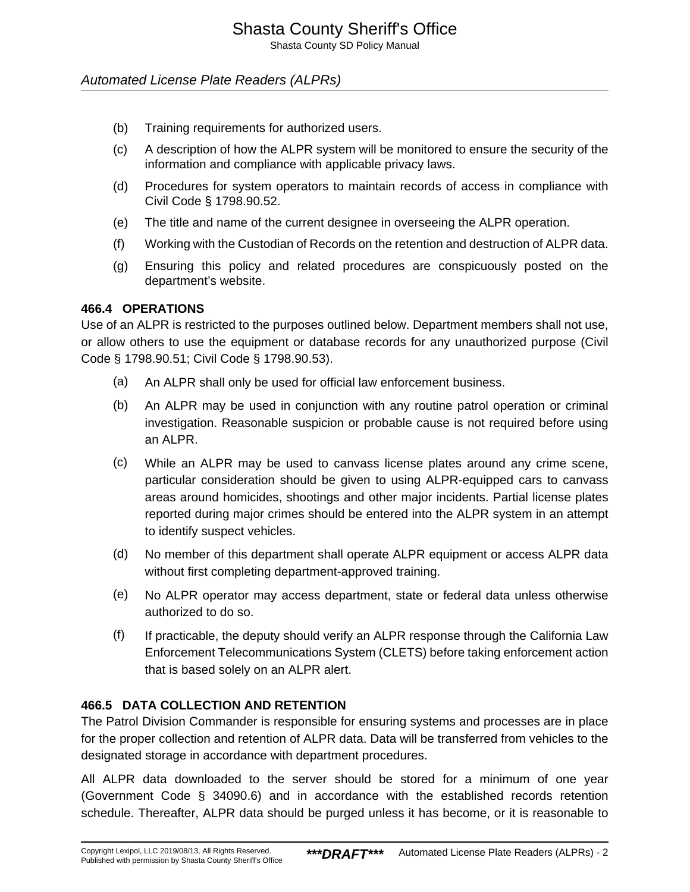(b) Training requirements for authorized users.

(c) A description of how the ALPR system will be monitored to ensure the security of the information and compliance with applicable privacy laws.

(d) Procedures for system operators to maintain records of access in compliance with Civil Code § 1798.90.52.

(e) The title and name of the current designee in overseeing the ALPR operation.

(f) Working with the Custodian of Records on the retention and destruction of ALPR data.

(g) Ensuring this policy and related procedures are conspicuously posted on the department's website.

### 466.4 OPERATIONS

Use of an ALPR is restricted to the purposes outlined below. Department members shall not use, or allow others to use the equipment or database records for any unauthorized purpose (Civil Code § 1798.90.51; Civil Code § 1798.90.53).

(a) An ALPR shall only be used for official law enforcement business.

(b) An ALPR may be used in conjunction with any routine patrol operation or criminal investigation. Reasonable suspicion or probable cause is not required before using an ALPR.

(c) While an ALPR may be used to canvass license plates around any crime scene, particular consideration should be given to using ALPR-equipped cars to canvass areas around homicides, shootings and other major incidents. Partial license plates reported during major crimes should be entered into the ALPR system in an attempt to identify suspect vehicles.

(d) No member of this department shall operate ALPR equipment or access ALPR data without first completing department-approved training.

(e) No ALPR operator may access department, state or federal data unless otherwise authorized to do so.

(f) If practicable, the deputy should verify an ALPR response through the California Law Enforcement Telecommunications System (CLETS) before taking enforcement action that is based solely on an ALPR alert.

### 466.5 DATA COLLECTION AND RETENTION

The Patrol Division Commander is responsible for ensuring systems and processes are in place for the proper collection and retention of ALPR data. Data will be transferred from vehicles to the designated storage in accordance with department procedures.

All ALPR data downloaded to the server should be stored for a minimum of one year (Government Code § 34090.6) and in accordance with the established records retention schedule. Thereafter, ALPR data should be purged unless it has become, or it is reasonable to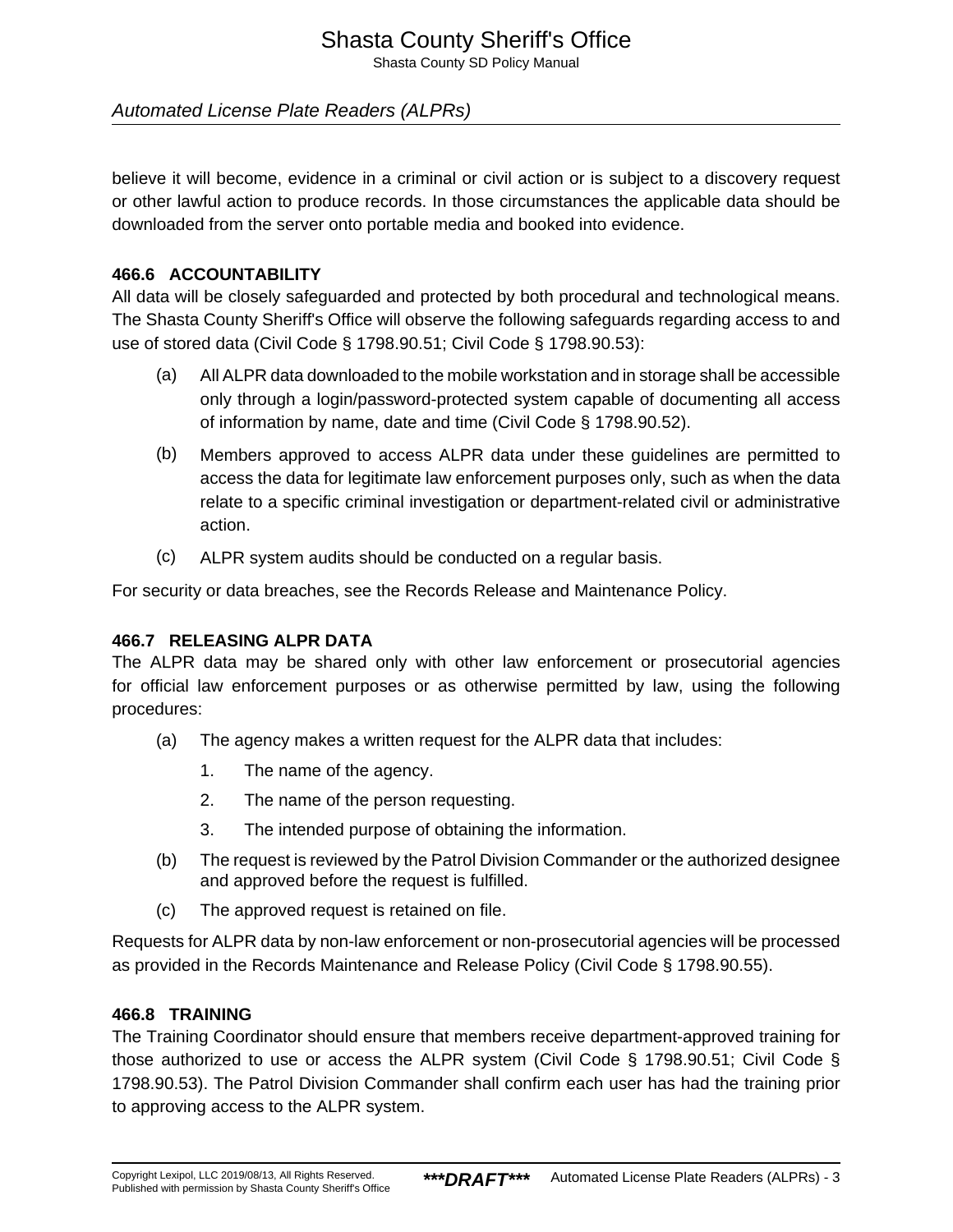believe it will become, evidence in a criminal or civil action or is subject to a discovery request or other lawful action to produce records. In those circumstances the applicable data should be downloaded from the server onto portable media and booked into evidence.

### 466.6 ACCOUNTABILITY

All data will be closely safeguarded and protected by both procedural and technological means. The Shasta County Sheriff's Office will observe the following safeguards regarding access to and use of stored data (Civil Code § 1798.90.51; Civil Code § 1798.90.53):

(a) All ALPR data downloaded to the mobile workstation and in storage shall be accessible only through a login/password-protected system capable of documenting all access of information by name, date and time (Civil Code § 1798.90.52).

(b) Members approved to access ALPR data under these guidelines are permitted to access the data for legitimate law enforcement purposes only, such as when the data relate to a specific criminal investigation or department-related civil or administrative action.

(c) ALPR system audits should be conducted on a regular basis.

For security or data breaches, see the Records Release and Maintenance Policy.

### 466.7 RELEASING ALPR DATA

The ALPR data may be shared only with other law enforcement or prosecutorial agencies for official law enforcement purposes or as otherwise permitted by law, using the following procedures:

(a) The agency makes a written request for the ALPR data that includes:

1. The name of the agency.
2. The name of the person requesting.
3. The intended purpose of obtaining the information.

(b) The request is reviewed by the Patrol Division Commander or the authorized designee and approved before the request is fulfilled.

(c) The approved request is retained on file.

Requests for ALPR data by non-law enforcement or non-prosecutorial agencies will be processed as provided in the Records Maintenance and Release Policy (Civil Code § 1798.90.55).

### 466.8 TRAINING

The Training Coordinator should ensure that members receive department-approved training for those authorized to use or access the ALPR system (Civil Code § 1798.90.51; Civil Code § 1798.90.53). The Patrol Division Commander shall confirm each user has had the training prior to approving access to the ALPR system.